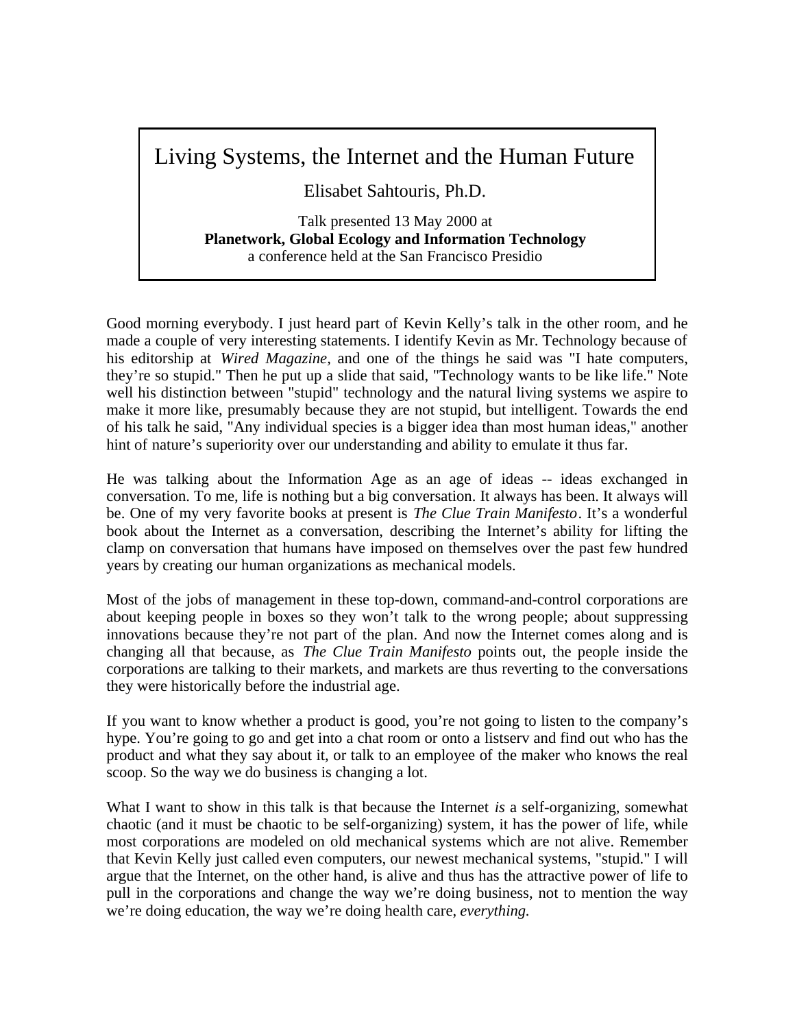# Living Systems, the Internet and the Human Future

Elisabet Sahtouris, Ph.D.

Talk presented 13 May 2000 at
**Planetwork, Global Ecology and Information Technology**
a conference held at the San Francisco Presidio

Good morning everybody. I just heard part of Kevin Kelly's talk in the other room, and he made a couple of very interesting statements. I identify Kevin as Mr. Technology because of his editorship at *Wired Magazine*, and one of the things he said was "I hate computers, they're so stupid." Then he put up a slide that said, "Technology wants to be like life." Note well his distinction between "stupid" technology and the natural living systems we aspire to make it more like, presumably because they are not stupid, but intelligent. Towards the end of his talk he said, "Any individual species is a bigger idea than most human ideas," another hint of nature's superiority over our understanding and ability to emulate it thus far.

He was talking about the Information Age as an age of ideas -- ideas exchanged in conversation. To me, life is nothing but a big conversation. It always has been. It always will be. One of my very favorite books at present is *The Clue Train Manifesto*. It's a wonderful book about the Internet as a conversation, describing the Internet's ability for lifting the clamp on conversation that humans have imposed on themselves over the past few hundred years by creating our human organizations as mechanical models.

Most of the jobs of management in these top-down, command-and-control corporations are about keeping people in boxes so they won't talk to the wrong people; about suppressing innovations because they're not part of the plan. And now the Internet comes along and is changing all that because, as *The Clue Train Manifesto* points out, the people inside the corporations are talking to their markets, and markets are thus reverting to the conversations they were historically before the industrial age.

If you want to know whether a product is good, you're not going to listen to the company's hype. You're going to go and get into a chat room or onto a listserv and find out who has the product and what they say about it, or talk to an employee of the maker who knows the real scoop. So the way we do business is changing a lot.

What I want to show in this talk is that because the Internet *is* a self-organizing, somewhat chaotic (and it must be chaotic to be self-organizing) system, it has the power of life, while most corporations are modeled on old mechanical systems which are not alive. Remember that Kevin Kelly just called even computers, our newest mechanical systems, "stupid." I will argue that the Internet, on the other hand, is alive and thus has the attractive power of life to pull in the corporations and change the way we're doing business, not to mention the way we're doing education, the way we're doing health care, *everything.*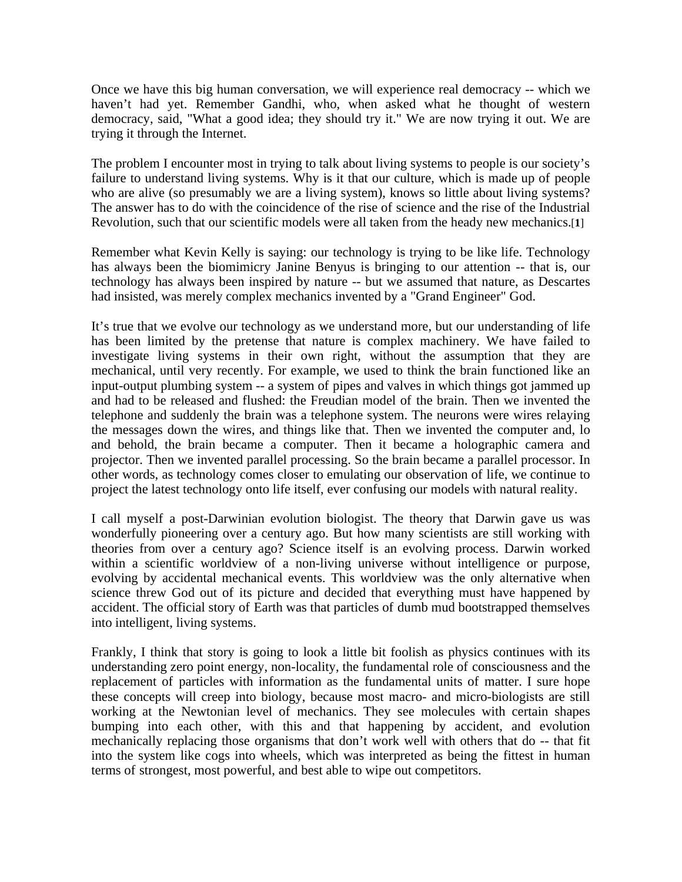Once we have this big human conversation, we will experience real democracy -- which we haven't had yet. Remember Gandhi, who, when asked what he thought of western democracy, said, "What a good idea; they should try it." We are now trying it out. We are trying it through the Internet.

The problem I encounter most in trying to talk about living systems to people is our society's failure to understand living systems. Why is it that our culture, which is made up of people who are alive (so presumably we are a living system), knows so little about living systems? The answer has to do with the coincidence of the rise of science and the rise of the Industrial Revolution, such that our scientific models were all taken from the heady new mechanics.[**1**]

Remember what Kevin Kelly is saying: our technology is trying to be like life. Technology has always been the biomimicry Janine Benyus is bringing to our attention -- that is, our technology has always been inspired by nature -- but we assumed that nature, as Descartes had insisted, was merely complex mechanics invented by a "Grand Engineer" God.

It's true that we evolve our technology as we understand more, but our understanding of life has been limited by the pretense that nature is complex machinery. We have failed to investigate living systems in their own right, without the assumption that they are mechanical, until very recently. For example, we used to think the brain functioned like an input-output plumbing system -- a system of pipes and valves in which things got jammed up and had to be released and flushed: the Freudian model of the brain. Then we invented the telephone and suddenly the brain was a telephone system. The neurons were wires relaying the messages down the wires, and things like that. Then we invented the computer and, lo and behold, the brain became a computer. Then it became a holographic camera and projector. Then we invented parallel processing. So the brain became a parallel processor. In other words, as technology comes closer to emulating our observation of life, we continue to project the latest technology onto life itself, ever confusing our models with natural reality.

I call myself a post-Darwinian evolution biologist. The theory that Darwin gave us was wonderfully pioneering over a century ago. But how many scientists are still working with theories from over a century ago? Science itself is an evolving process. Darwin worked within a scientific worldview of a non-living universe without intelligence or purpose, evolving by accidental mechanical events. This worldview was the only alternative when science threw God out of its picture and decided that everything must have happened by accident. The official story of Earth was that particles of dumb mud bootstrapped themselves into intelligent, living systems.

Frankly, I think that story is going to look a little bit foolish as physics continues with its understanding zero point energy, non-locality, the fundamental role of consciousness and the replacement of particles with information as the fundamental units of matter. I sure hope these concepts will creep into biology, because most macro- and micro-biologists are still working at the Newtonian level of mechanics. They see molecules with certain shapes bumping into each other, with this and that happening by accident, and evolution mechanically replacing those organisms that don't work well with others that do -- that fit into the system like cogs into wheels, which was interpreted as being the fittest in human terms of strongest, most powerful, and best able to wipe out competitors.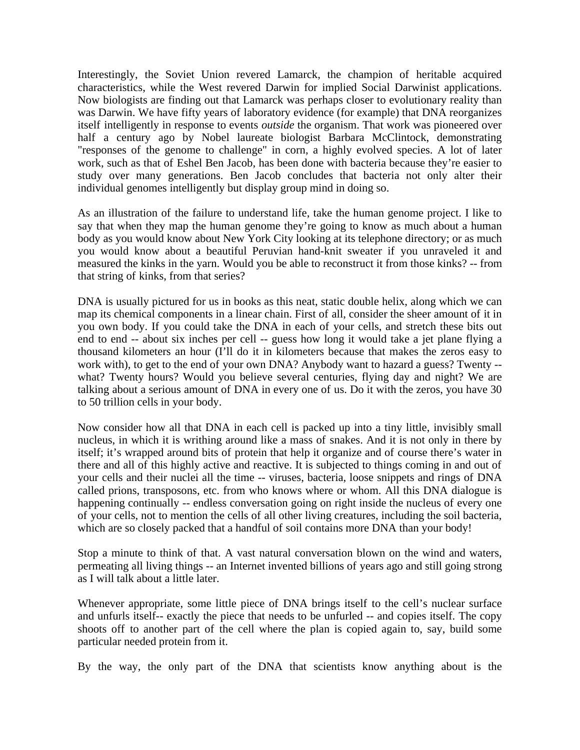Interestingly, the Soviet Union revered Lamarck, the champion of heritable acquired characteristics, while the West revered Darwin for implied Social Darwinist applications. Now biologists are finding out that Lamarck was perhaps closer to evolutionary reality than was Darwin. We have fifty years of laboratory evidence (for example) that DNA reorganizes itself intelligently in response to events *outside* the organism. That work was pioneered over half a century ago by Nobel laureate biologist Barbara McClintock, demonstrating "responses of the genome to challenge" in corn, a highly evolved species. A lot of later work, such as that of Eshel Ben Jacob, has been done with bacteria because they're easier to study over many generations. Ben Jacob concludes that bacteria not only alter their individual genomes intelligently but display group mind in doing so.

As an illustration of the failure to understand life, take the human genome project. I like to say that when they map the human genome they're going to know as much about a human body as you would know about New York City looking at its telephone directory; or as much you would know about a beautiful Peruvian hand-knit sweater if you unraveled it and measured the kinks in the yarn. Would you be able to reconstruct it from those kinks? -- from that string of kinks, from that series?

DNA is usually pictured for us in books as this neat, static double helix, along which we can map its chemical components in a linear chain. First of all, consider the sheer amount of it in you own body. If you could take the DNA in each of your cells, and stretch these bits out end to end -- about six inches per cell -- guess how long it would take a jet plane flying a thousand kilometers an hour (I'll do it in kilometers because that makes the zeros easy to work with), to get to the end of your own DNA? Anybody want to hazard a guess? Twenty -- what? Twenty hours? Would you believe several centuries, flying day and night? We are talking about a serious amount of DNA in every one of us. Do it with the zeros, you have 30 to 50 trillion cells in your body.

Now consider how all that DNA in each cell is packed up into a tiny little, invisibly small nucleus, in which it is writhing around like a mass of snakes. And it is not only in there by itself; it's wrapped around bits of protein that help it organize and of course there's water in there and all of this highly active and reactive. It is subjected to things coming in and out of your cells and their nuclei all the time -- viruses, bacteria, loose snippets and rings of DNA called prions, transposons, etc. from who knows where or whom. All this DNA dialogue is happening continually -- endless conversation going on right inside the nucleus of every one of your cells, not to mention the cells of all other living creatures, including the soil bacteria, which are so closely packed that a handful of soil contains more DNA than your body!

Stop a minute to think of that. A vast natural conversation blown on the wind and waters, permeating all living things -- an Internet invented billions of years ago and still going strong as I will talk about a little later.

Whenever appropriate, some little piece of DNA brings itself to the cell's nuclear surface and unfurls itself-- exactly the piece that needs to be unfurled -- and copies itself. The copy shoots off to another part of the cell where the plan is copied again to, say, build some particular needed protein from it.

By the way, the only part of the DNA that scientists know anything about is the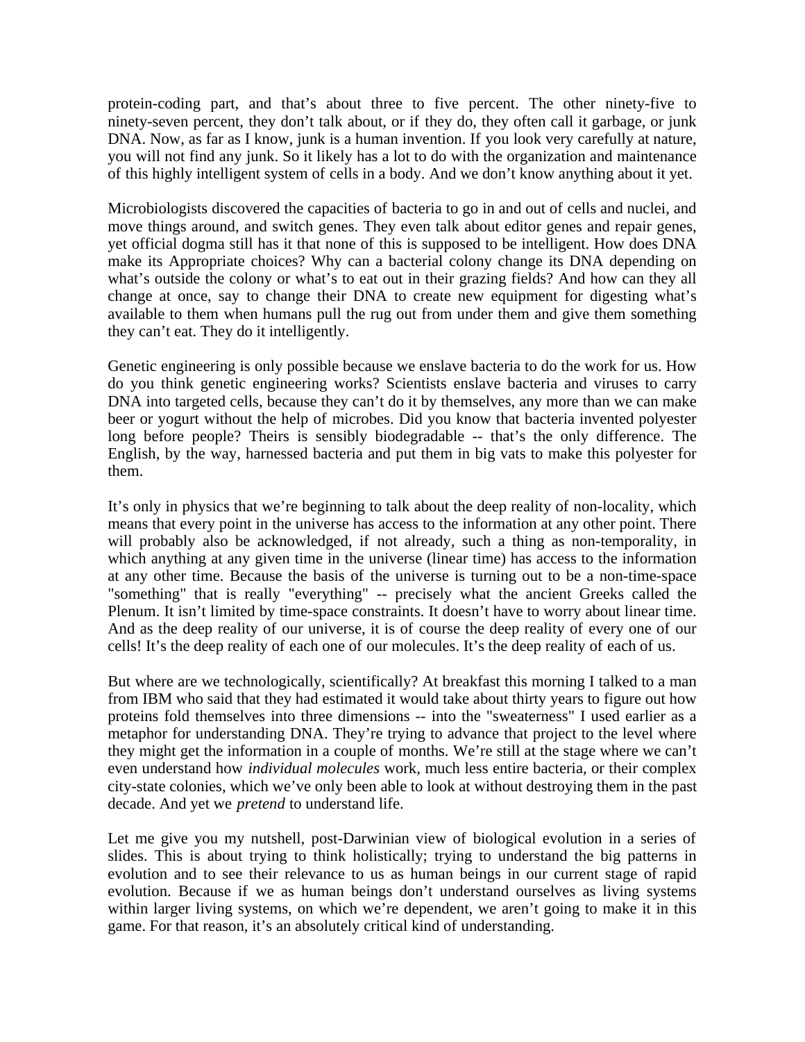protein-coding part, and that's about three to five percent. The other ninety-five to ninety-seven percent, they don't talk about, or if they do, they often call it garbage, or junk DNA. Now, as far as I know, junk is a human invention. If you look very carefully at nature, you will not find any junk. So it likely has a lot to do with the organization and maintenance of this highly intelligent system of cells in a body. And we don't know anything about it yet.

Microbiologists discovered the capacities of bacteria to go in and out of cells and nuclei, and move things around, and switch genes. They even talk about editor genes and repair genes, yet official dogma still has it that none of this is supposed to be intelligent. How does DNA make its Appropriate choices? Why can a bacterial colony change its DNA depending on what's outside the colony or what's to eat out in their grazing fields? And how can they all change at once, say to change their DNA to create new equipment for digesting what's available to them when humans pull the rug out from under them and give them something they can't eat. They do it intelligently.

Genetic engineering is only possible because we enslave bacteria to do the work for us. How do you think genetic engineering works? Scientists enslave bacteria and viruses to carry DNA into targeted cells, because they can't do it by themselves, any more than we can make beer or yogurt without the help of microbes. Did you know that bacteria invented polyester long before people? Theirs is sensibly biodegradable -- that's the only difference. The English, by the way, harnessed bacteria and put them in big vats to make this polyester for them.

It's only in physics that we're beginning to talk about the deep reality of non-locality, which means that every point in the universe has access to the information at any other point. There will probably also be acknowledged, if not already, such a thing as non-temporality, in which anything at any given time in the universe (linear time) has access to the information at any other time. Because the basis of the universe is turning out to be a non-time-space "something" that is really "everything" -- precisely what the ancient Greeks called the Plenum. It isn't limited by time-space constraints. It doesn't have to worry about linear time. And as the deep reality of our universe, it is of course the deep reality of every one of our cells! It's the deep reality of each one of our molecules. It's the deep reality of each of us.

But where are we technologically, scientifically? At breakfast this morning I talked to a man from IBM who said that they had estimated it would take about thirty years to figure out how proteins fold themselves into three dimensions -- into the "sweaterness" I used earlier as a metaphor for understanding DNA. They're trying to advance that project to the level where they might get the information in a couple of months. We're still at the stage where we can't even understand how *individual molecules* work, much less entire bacteria, or their complex city-state colonies, which we've only been able to look at without destroying them in the past decade. And yet we *pretend* to understand life.

Let me give you my nutshell, post-Darwinian view of biological evolution in a series of slides. This is about trying to think holistically; trying to understand the big patterns in evolution and to see their relevance to us as human beings in our current stage of rapid evolution. Because if we as human beings don't understand ourselves as living systems within larger living systems, on which we're dependent, we aren't going to make it in this game. For that reason, it's an absolutely critical kind of understanding.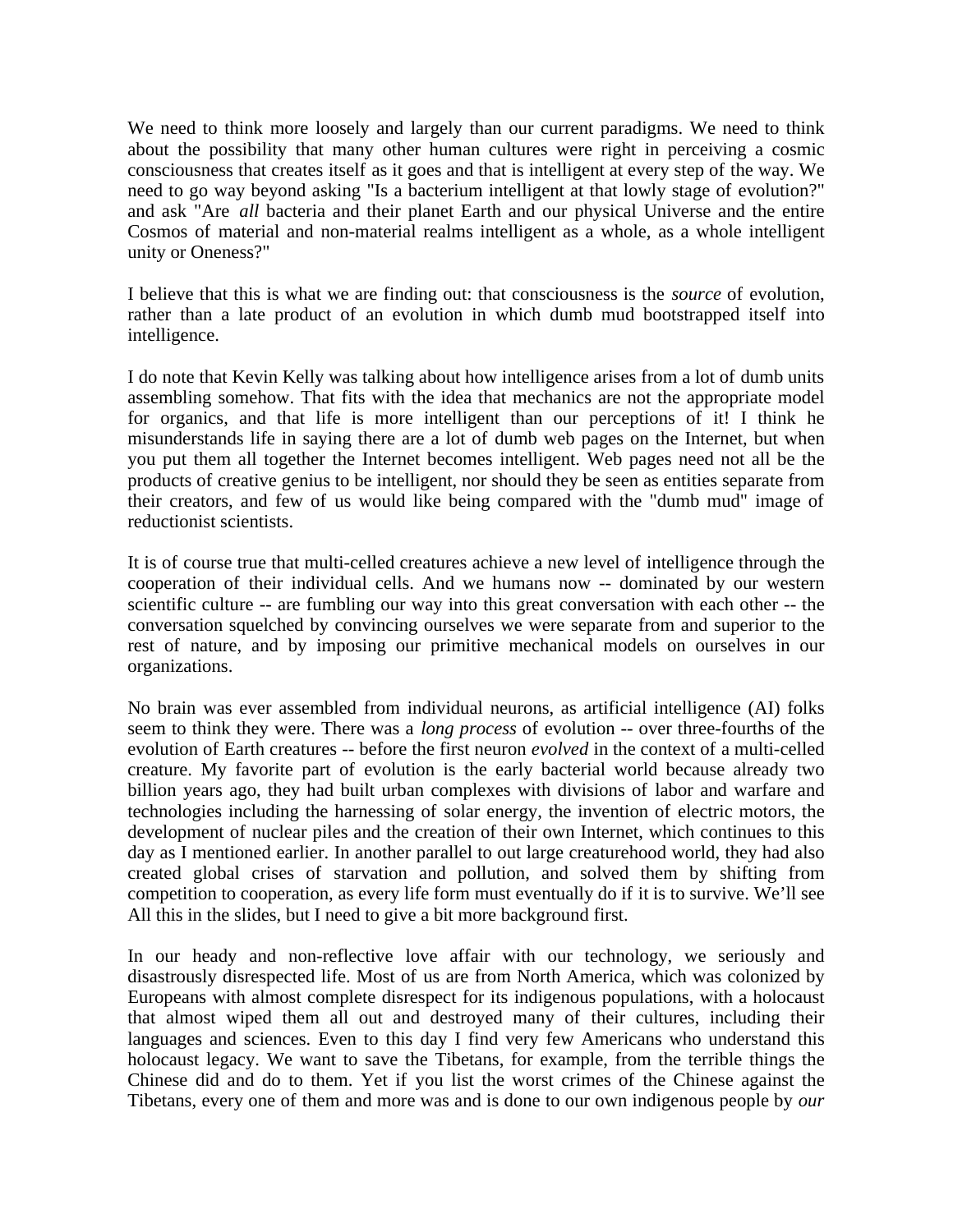We need to think more loosely and largely than our current paradigms. We need to think about the possibility that many other human cultures were right in perceiving a cosmic consciousness that creates itself as it goes and that is intelligent at every step of the way. We need to go way beyond asking "Is a bacterium intelligent at that lowly stage of evolution?" and ask "Are *all* bacteria and their planet Earth and our physical Universe and the entire Cosmos of material and non-material realms intelligent as a whole, as a whole intelligent unity or Oneness?"

I believe that this is what we are finding out: that consciousness is the *source* of evolution, rather than a late product of an evolution in which dumb mud bootstrapped itself into intelligence.

I do note that Kevin Kelly was talking about how intelligence arises from a lot of dumb units assembling somehow. That fits with the idea that mechanics are not the appropriate model for organics, and that life is more intelligent than our perceptions of it! I think he misunderstands life in saying there are a lot of dumb web pages on the Internet, but when you put them all together the Internet becomes intelligent. Web pages need not all be the products of creative genius to be intelligent, nor should they be seen as entities separate from their creators, and few of us would like being compared with the "dumb mud" image of reductionist scientists.

It is of course true that multi-celled creatures achieve a new level of intelligence through the cooperation of their individual cells. And we humans now -- dominated by our western scientific culture -- are fumbling our way into this great conversation with each other -- the conversation squelched by convincing ourselves we were separate from and superior to the rest of nature, and by imposing our primitive mechanical models on ourselves in our organizations.

No brain was ever assembled from individual neurons, as artificial intelligence (AI) folks seem to think they were. There was a *long process* of evolution -- over three-fourths of the evolution of Earth creatures -- before the first neuron *evolved* in the context of a multi-celled creature. My favorite part of evolution is the early bacterial world because already two billion years ago, they had built urban complexes with divisions of labor and warfare and technologies including the harnessing of solar energy, the invention of electric motors, the development of nuclear piles and the creation of their own Internet, which continues to this day as I mentioned earlier. In another parallel to out large creaturehood world, they had also created global crises of starvation and pollution, and solved them by shifting from competition to cooperation, as every life form must eventually do if it is to survive. We'll see All this in the slides, but I need to give a bit more background first.

In our heady and non-reflective love affair with our technology, we seriously and disastrously disrespected life. Most of us are from North America, which was colonized by Europeans with almost complete disrespect for its indigenous populations, with a holocaust that almost wiped them all out and destroyed many of their cultures, including their languages and sciences. Even to this day I find very few Americans who understand this holocaust legacy. We want to save the Tibetans, for example, from the terrible things the Chinese did and do to them. Yet if you list the worst crimes of the Chinese against the Tibetans, every one of them and more was and is done to our own indigenous people by *our*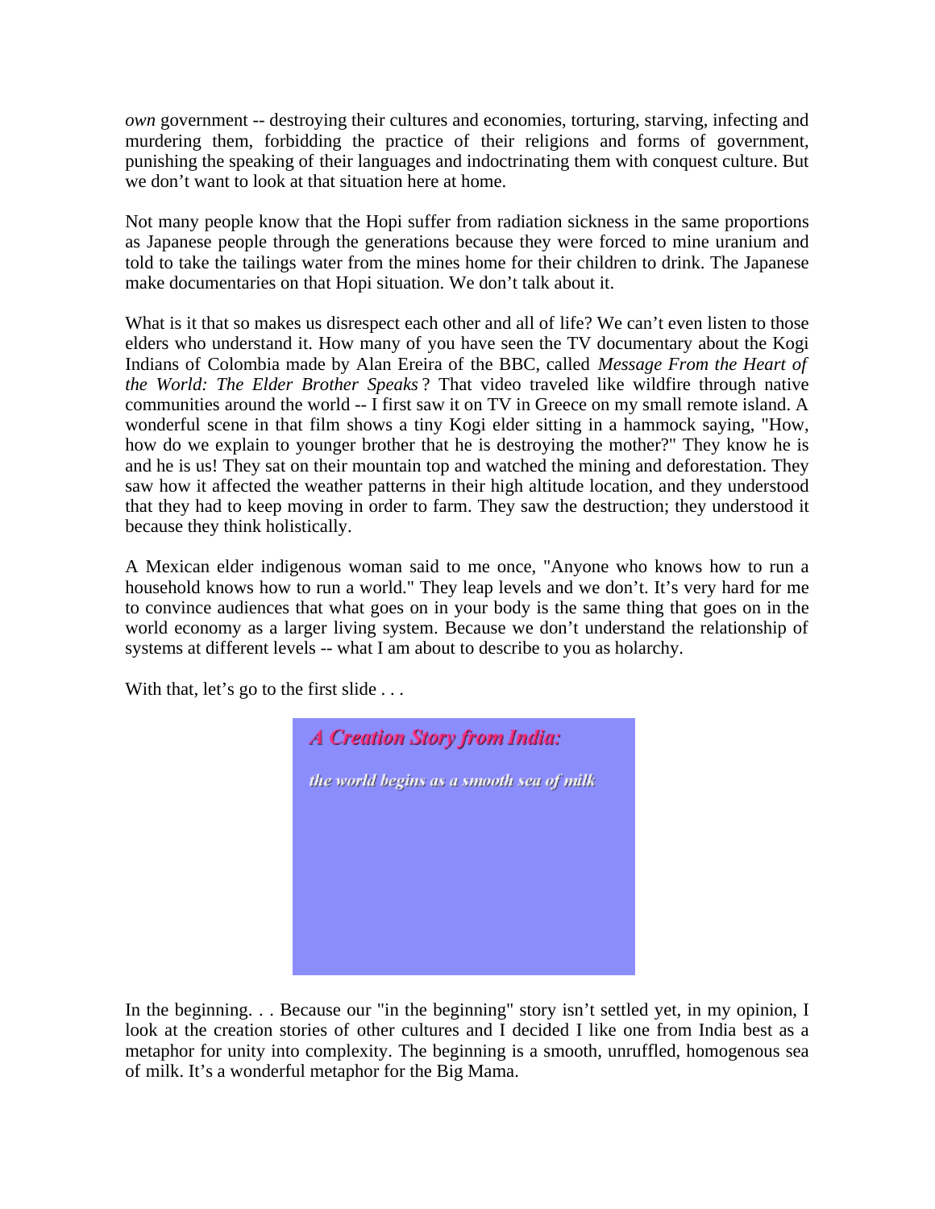*own* government -- destroying their cultures and economies, torturing, starving, infecting and murdering them, forbidding the practice of their religions and forms of government, punishing the speaking of their languages and indoctrinating them with conquest culture. But we don't want to look at that situation here at home.

Not many people know that the Hopi suffer from radiation sickness in the same proportions as Japanese people through the generations because they were forced to mine uranium and told to take the tailings water from the mines home for their children to drink. The Japanese make documentaries on that Hopi situation. We don't talk about it.

What is it that so makes us disrespect each other and all of life? We can't even listen to those elders who understand it. How many of you have seen the TV documentary about the Kogi Indians of Colombia made by Alan Ereira of the BBC, called *Message From the Heart of the World: The Elder Brother Speaks*? That video traveled like wildfire through native communities around the world -- I first saw it on TV in Greece on my small remote island. A wonderful scene in that film shows a tiny Kogi elder sitting in a hammock saying, "How, how do we explain to younger brother that he is destroying the mother?" They know he is and he is us! They sat on their mountain top and watched the mining and deforestation. They saw how it affected the weather patterns in their high altitude location, and they understood that they had to keep moving in order to farm. They saw the destruction; they understood it because they think holistically.

A Mexican elder indigenous woman said to me once, "Anyone who knows how to run a household knows how to run a world." They leap levels and we don't. It's very hard for me to convince audiences that what goes on in your body is the same thing that goes on in the world economy as a larger living system. Because we don't understand the relationship of systems at different levels -- what I am about to describe to you as holarchy.

With that, let's go to the first slide . . .

*A Creation Story from India:*

*the world begins as a smooth sea of milk*

In the beginning. . . Because our "in the beginning" story isn't settled yet, in my opinion, I look at the creation stories of other cultures and I decided I like one from India best as a metaphor for unity into complexity. The beginning is a smooth, unruffled, homogenous sea of milk. It's a wonderful metaphor for the Big Mama.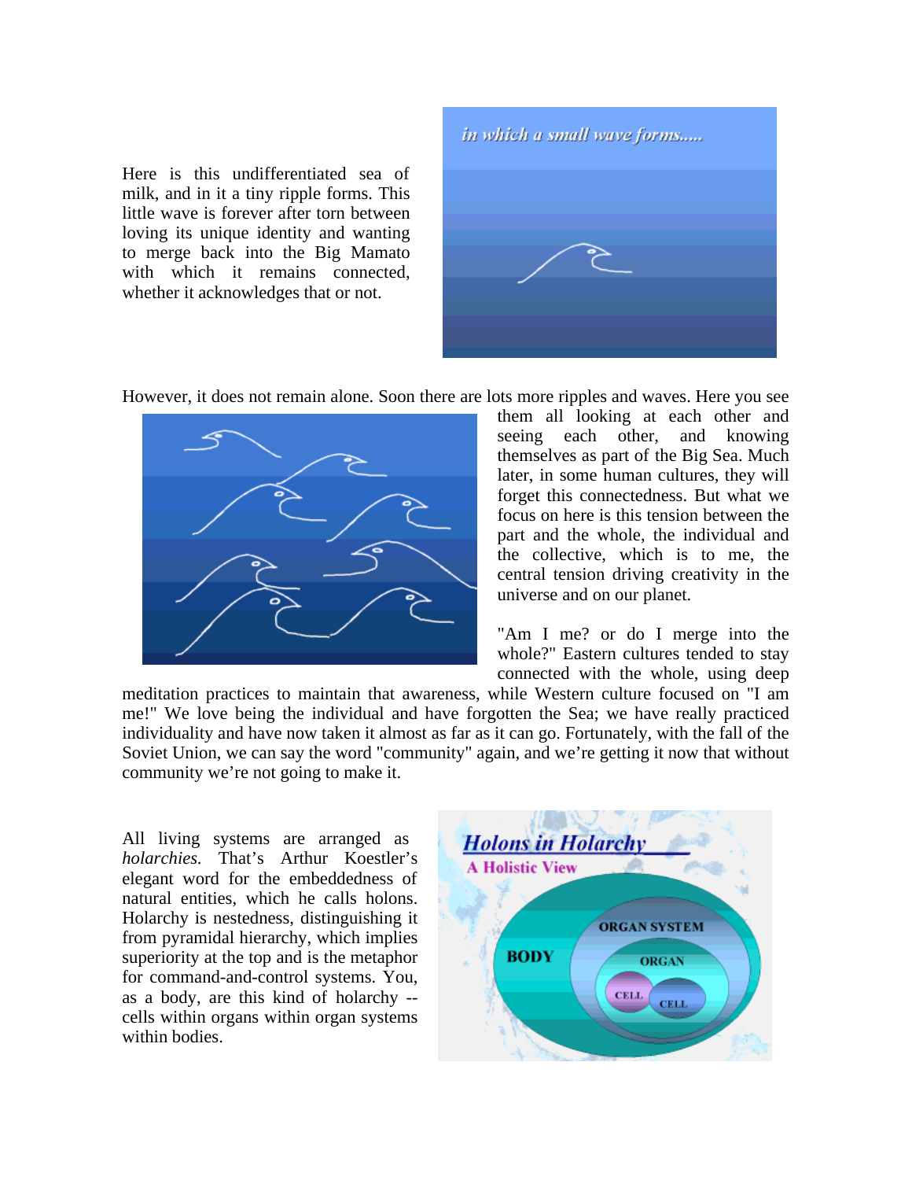Here is this undifferentiated sea of milk, and in it a tiny ripple forms. This little wave is forever after torn between loving its unique identity and wanting to merge back into the Big Mamato with which it remains connected, whether it acknowledges that or not.

However, it does not remain alone. Soon there are lots more ripples and waves. Here you see them all looking at each other and seeing each other, and knowing themselves as part of the Big Sea. Much later, in some human cultures, they will forget this connectedness. But what we focus on here is this tension between the part and the whole, the individual and the collective, which is to me, the central tension driving creativity in the universe and on our planet.

"Am I me? or do I merge into the whole?" Eastern cultures tended to stay connected with the whole, using deep meditation practices to maintain that awareness, while Western culture focused on "I am me!" We love being the individual and have forgotten the Sea; we have really practiced individuality and have now taken it almost as far as it can go. Fortunately, with the fall of the Soviet Union, we can say the word "community" again, and we're getting it now that without community we're not going to make it.

All living systems are arranged as *holarchies.* That's Arthur Koestler's elegant word for the embeddedness of natural entities, which he calls holons. Holarchy is nestedness, distinguishing it from pyramidal hierarchy, which implies superiority at the top and is the metaphor for command-and-control systems. You, as a body, are this kind of holarchy -- cells within organs within organ systems within bodies.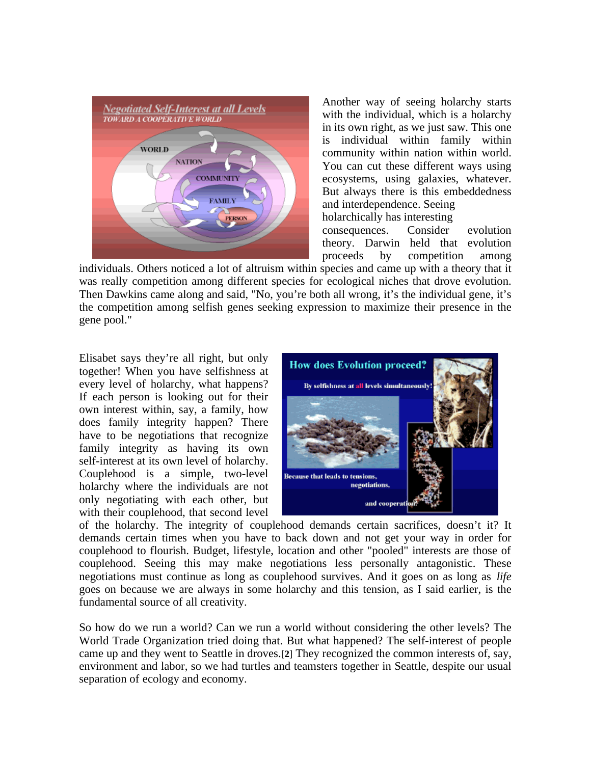Another way of seeing holarchy starts with the individual, which is a holarchy in its own right, as we just saw. This one is individual within family within community within nation within world. You can cut these different ways using ecosystems, using galaxies, whatever. But always there is this embeddedness and interdependence. Seeing holarchically has interesting consequences. Consider evolution theory. Darwin held that evolution proceeds by competition among individuals. Others noticed a lot of altruism within species and came up with a theory that it was really competition among different species for ecological niches that drove evolution. Then Dawkins came along and said, "No, you're both all wrong, it's the individual gene, it's the competition among selfish genes seeking expression to maximize their presence in the gene pool."

Elisabet says they're all right, but only together! When you have selfishness at every level of holarchy, what happens? If each person is looking out for their own interest within, say, a family, how does family integrity happen? There have to be negotiations that recognize family integrity as having its own self-interest at its own level of holarchy. Couplehood is a simple, two-level holarchy where the individuals are not only negotiating with each other, but with their couplehood, that second level of the holarchy. The integrity of couplehood demands certain sacrifices, doesn't it? It demands certain times when you have to back down and not get your way in order for couplehood to flourish. Budget, lifestyle, location and other "pooled" interests are those of couplehood. Seeing this may make negotiations less personally antagonistic. These negotiations must continue as long as couplehood survives. And it goes on as long as *life* goes on because we are always in some holarchy and this tension, as I said earlier, is the fundamental source of all creativity.

So how do we run a world? Can we run a world without considering the other levels? The World Trade Organization tried doing that. But what happened? The self-interest of people came up and they went to Seattle in droves.[2] They recognized the common interests of, say, environment and labor, so we had turtles and teamsters together in Seattle, despite our usual separation of ecology and economy.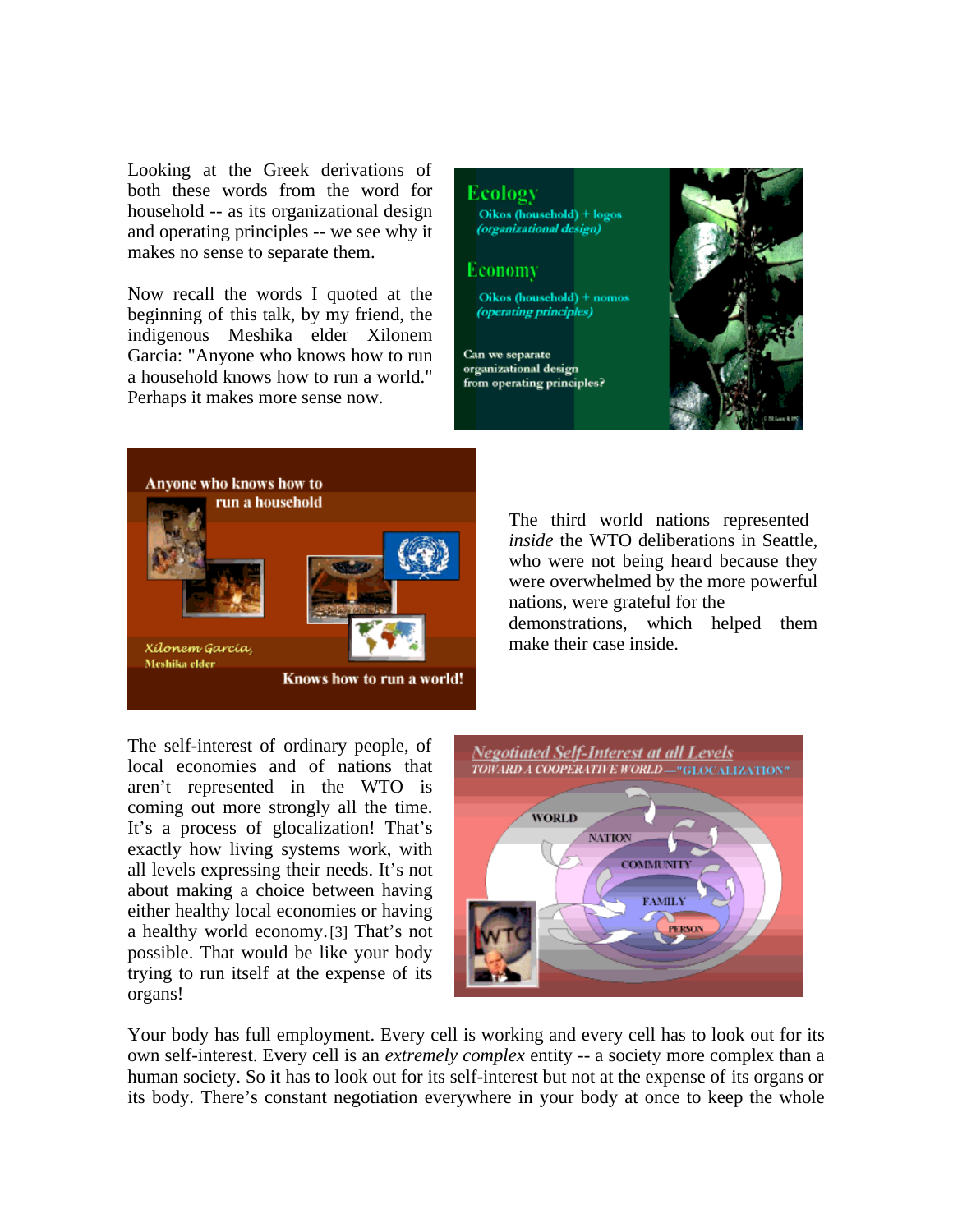Looking at the Greek derivations of both these words from the word for household -- as its organizational design and operating principles -- we see why it makes no sense to separate them.

Ecology
Oikos (household) + logos
(organizational design)

Economy
Oikos (household) + nomos
(operating principles)

Can we separate
organizational design
from operating principles?

Now recall the words I quoted at the beginning of this talk, by my friend, the indigenous Meshika elder Xilonem Garcia: "Anyone who knows how to run a household knows how to run a world." Perhaps it makes more sense now.

Anyone who knows how to
run a household

Xilonem Garcia,
Meshika elder

Knows how to run a world!

The third world nations represented *inside* the WTO deliberations in Seattle, who were not being heard because they were overwhelmed by the more powerful nations, were grateful for the demonstrations, which helped them make their case inside.

The self-interest of ordinary people, of local economies and of nations that aren't represented in the WTO is coming out more strongly all the time. It's a process of glocalization! That's exactly how living systems work, with all levels expressing their needs. It's not about making a choice between having either healthy local economies or having a healthy world economy.[3] That's not possible. That would be like your body trying to run itself at the expense of its organs!

Negotiated Self-Interest at all Levels
TOWARD A COOPERATIVE WORLD — "GLOCALIZATION"

WORLD
NATION
COMMUNITY
FAMILY
PERSON
WTO

Your body has full employment. Every cell is working and every cell has to look out for its own self-interest. Every cell is an *extremely complex* entity -- a society more complex than a human society. So it has to look out for its self-interest but not at the expense of its organs or its body. There's constant negotiation everywhere in your body at once to keep the whole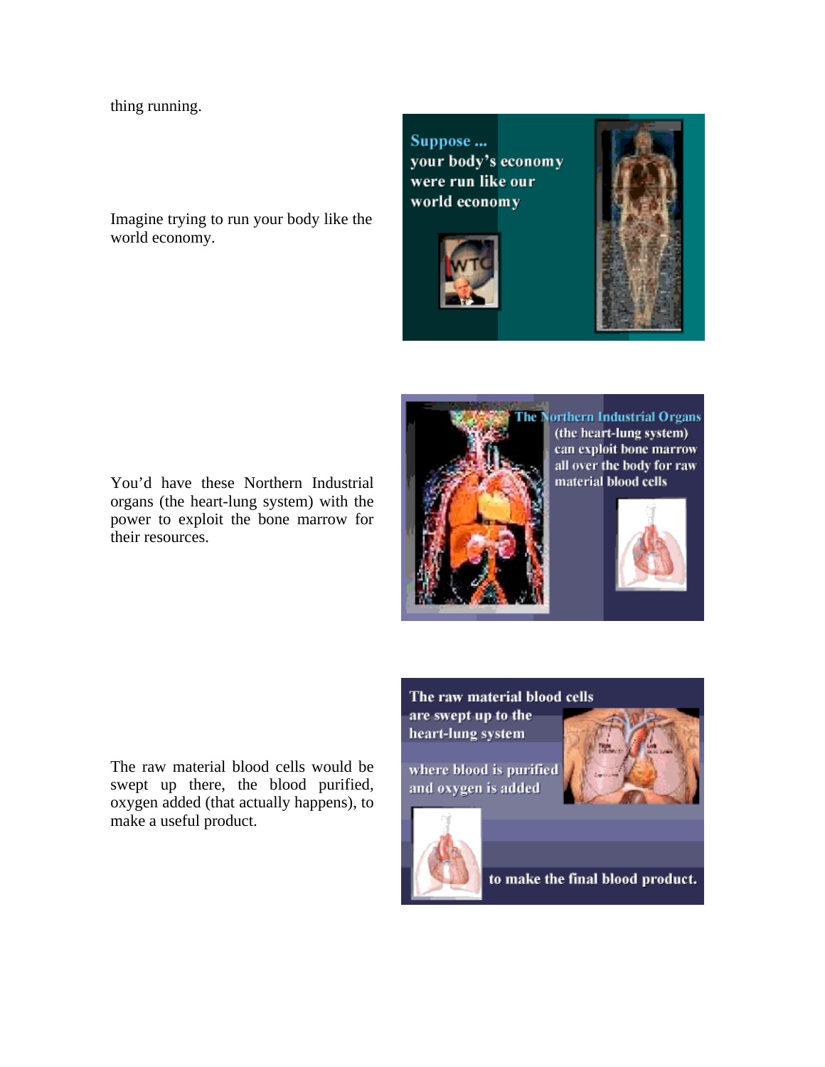thing running.

Imagine trying to run your body like the world economy.

You'd have these Northern Industrial organs (the heart-lung system) with the power to exploit the bone marrow for their resources.

The raw material blood cells would be swept up there, the blood purified, oxygen added (that actually happens), to make a useful product.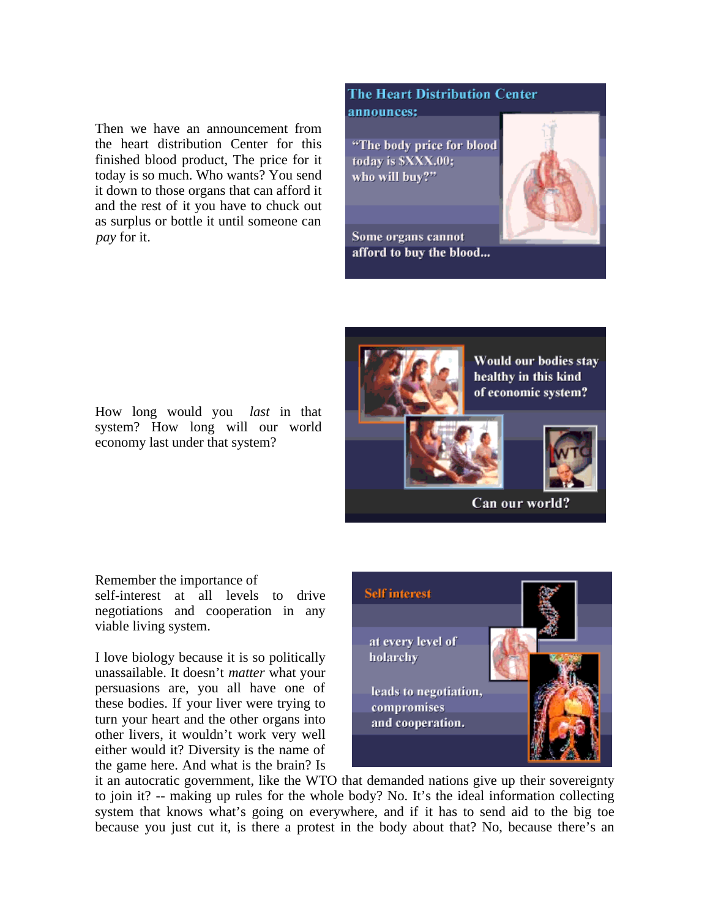Then we have an announcement from the heart distribution Center for this finished blood product, The price for it today is so much. Who wants? You send it down to those organs that can afford it and the rest of it you have to chuck out as surplus or bottle it until someone can *pay* for it.

The Heart Distribution Center announces:

"The body price for blood today is $XXX.00; who will buy?"

Some organs cannot afford to buy the blood...

How long would you *last* in that system? How long will our world economy last under that system?

Would our bodies stay healthy in this kind of economic system?

WTO

Can our world?

Remember the importance of self-interest at all levels to drive negotiations and cooperation in any viable living system.

I love biology because it is so politically unassailable. It doesn't *matter* what your persuasions are, you all have one of these bodies. If your liver were trying to turn your heart and the other organs into other livers, it wouldn't work very well either would it? Diversity is the name of the game here. And what is the brain? Is it an autocratic government, like the WTO that demanded nations give up their sovereignty to join it? -- making up rules for the whole body? No. It's the ideal information collecting system that knows what's going on everywhere, and if it has to send aid to the big toe because you just cut it, is there a protest in the body about that? No, because there's an

Self interest

at every level of holarchy

leads to negotiation, compromises and cooperation.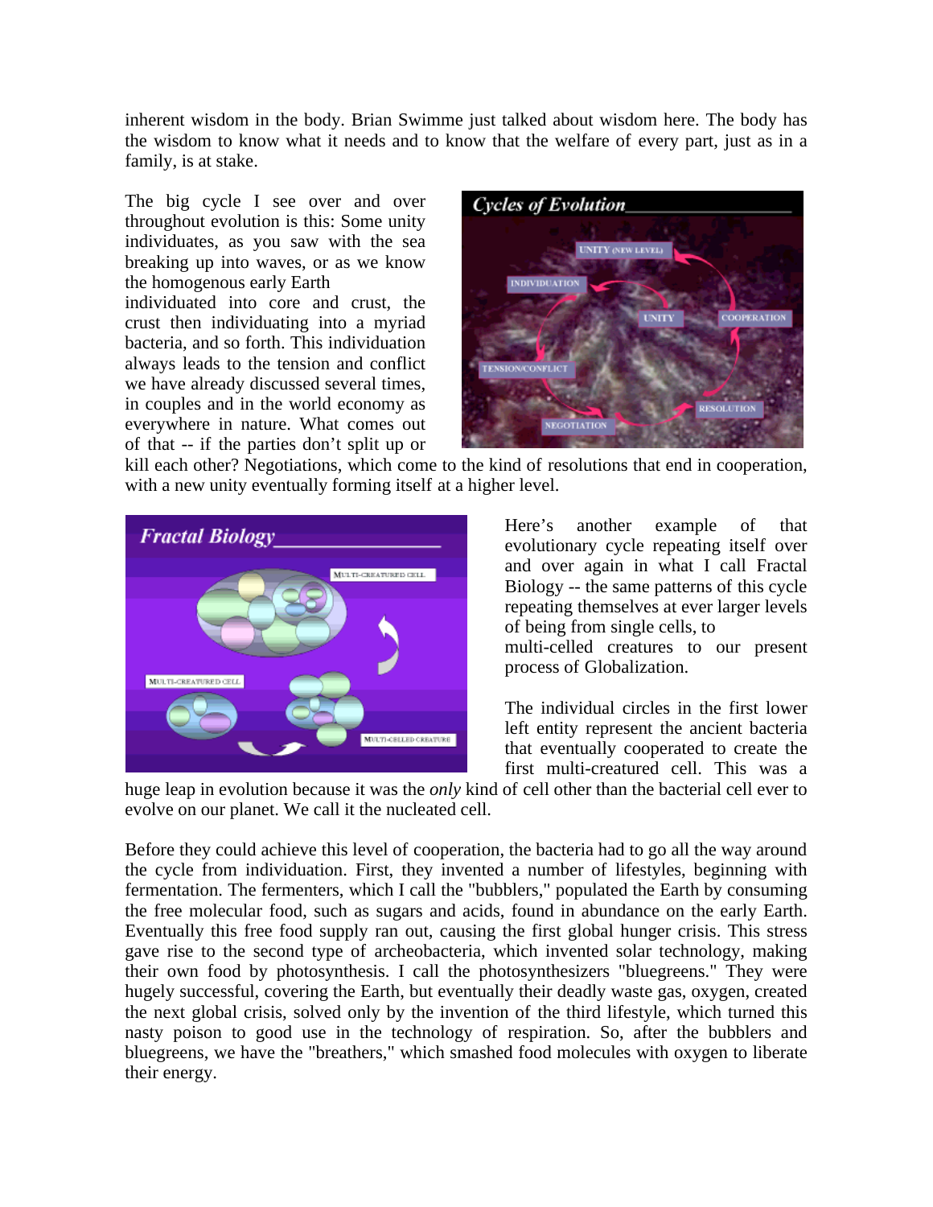inherent wisdom in the body. Brian Swimme just talked about wisdom here. The body has the wisdom to know what it needs and to know that the welfare of every part, just as in a family, is at stake.

Cycles of Evolution

UNITY (NEW LEVEL)

INDIVIDUATION

UNITY

COOPERATION

TENSION/CONFLICT

RESOLUTION

NEGOTIATION

The big cycle I see over and over throughout evolution is this: Some unity individuates, as you saw with the sea breaking up into waves, or as we know the homogenous early Earth individuated into core and crust, the crust then individuating into a myriad bacteria, and so forth. This individuation always leads to the tension and conflict we have already discussed several times, in couples and in the world economy as everywhere in nature. What comes out of that -- if the parties don't split up or kill each other? Negotiations, which come to the kind of resolutions that end in cooperation, with a new unity eventually forming itself at a higher level.

Fractal Biology

MULTI-CREATURED CELL

MULTI-CREATURED CELL

MULTI-CELLED CREATURE

Here's another example of that evolutionary cycle repeating itself over and over again in what I call Fractal Biology -- the same patterns of this cycle repeating themselves at ever larger levels of being from single cells, to multi-celled creatures to our present process of Globalization.

The individual circles in the first lower left entity represent the ancient bacteria that eventually cooperated to create the first multi-creatured cell. This was a huge leap in evolution because it was the *only* kind of cell other than the bacterial cell ever to evolve on our planet. We call it the nucleated cell.

Before they could achieve this level of cooperation, the bacteria had to go all the way around the cycle from individuation. First, they invented a number of lifestyles, beginning with fermentation. The fermenters, which I call the "bubblers," populated the Earth by consuming the free molecular food, such as sugars and acids, found in abundance on the early Earth. Eventually this free food supply ran out, causing the first global hunger crisis. This stress gave rise to the second type of archeobacteria, which invented solar technology, making their own food by photosynthesis. I call the photosynthesizers "bluegreens." They were hugely successful, covering the Earth, but eventually their deadly waste gas, oxygen, created the next global crisis, solved only by the invention of the third lifestyle, which turned this nasty poison to good use in the technology of respiration. So, after the bubblers and bluegreens, we have the "breathers," which smashed food molecules with oxygen to liberate their energy.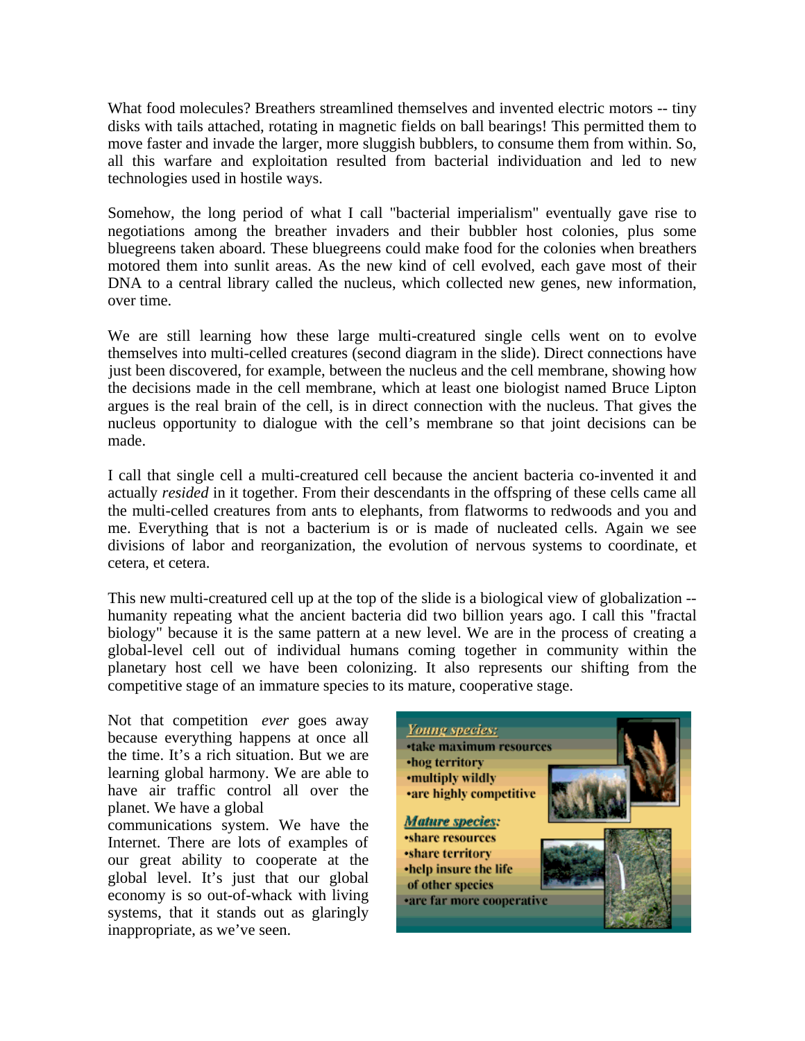What food molecules? Breathers streamlined themselves and invented electric motors -- tiny disks with tails attached, rotating in magnetic fields on ball bearings! This permitted them to move faster and invade the larger, more sluggish bubblers, to consume them from within. So, all this warfare and exploitation resulted from bacterial individuation and led to new technologies used in hostile ways.

Somehow, the long period of what I call "bacterial imperialism" eventually gave rise to negotiations among the breather invaders and their bubbler host colonies, plus some bluegreens taken aboard. These bluegreens could make food for the colonies when breathers motored them into sunlit areas. As the new kind of cell evolved, each gave most of their DNA to a central library called the nucleus, which collected new genes, new information, over time.

We are still learning how these large multi-creatured single cells went on to evolve themselves into multi-celled creatures (second diagram in the slide). Direct connections have just been discovered, for example, between the nucleus and the cell membrane, showing how the decisions made in the cell membrane, which at least one biologist named Bruce Lipton argues is the real brain of the cell, is in direct connection with the nucleus. That gives the nucleus opportunity to dialogue with the cell's membrane so that joint decisions can be made.

I call that single cell a multi-creatured cell because the ancient bacteria co-invented it and actually *resided* in it together. From their descendants in the offspring of these cells came all the multi-celled creatures from ants to elephants, from flatworms to redwoods and you and me. Everything that is not a bacterium is or is made of nucleated cells. Again we see divisions of labor and reorganization, the evolution of nervous systems to coordinate, et cetera, et cetera.

This new multi-creatured cell up at the top of the slide is a biological view of globalization -- humanity repeating what the ancient bacteria did two billion years ago. I call this "fractal biology" because it is the same pattern at a new level. We are in the process of creating a global-level cell out of individual humans coming together in community within the planetary host cell we have been colonizing. It also represents our shifting from the competitive stage of an immature species to its mature, cooperative stage.

Not that competition *ever* goes away because everything happens at once all the time. It's a rich situation. But we are learning global harmony. We are able to have air traffic control all over the planet. We have a global communications system. We have the Internet. There are lots of examples of our great ability to cooperate at the global level. It's just that our global economy is so out-of-whack with living systems, that it stands out as glaringly inappropriate, as we've seen.

***Young species:***
- take maximum resources
- hog territory
- multiply wildly
- are highly competitive

***Mature species:***
- share resources
- share territory
- help insure the life of other species
- are far more cooperative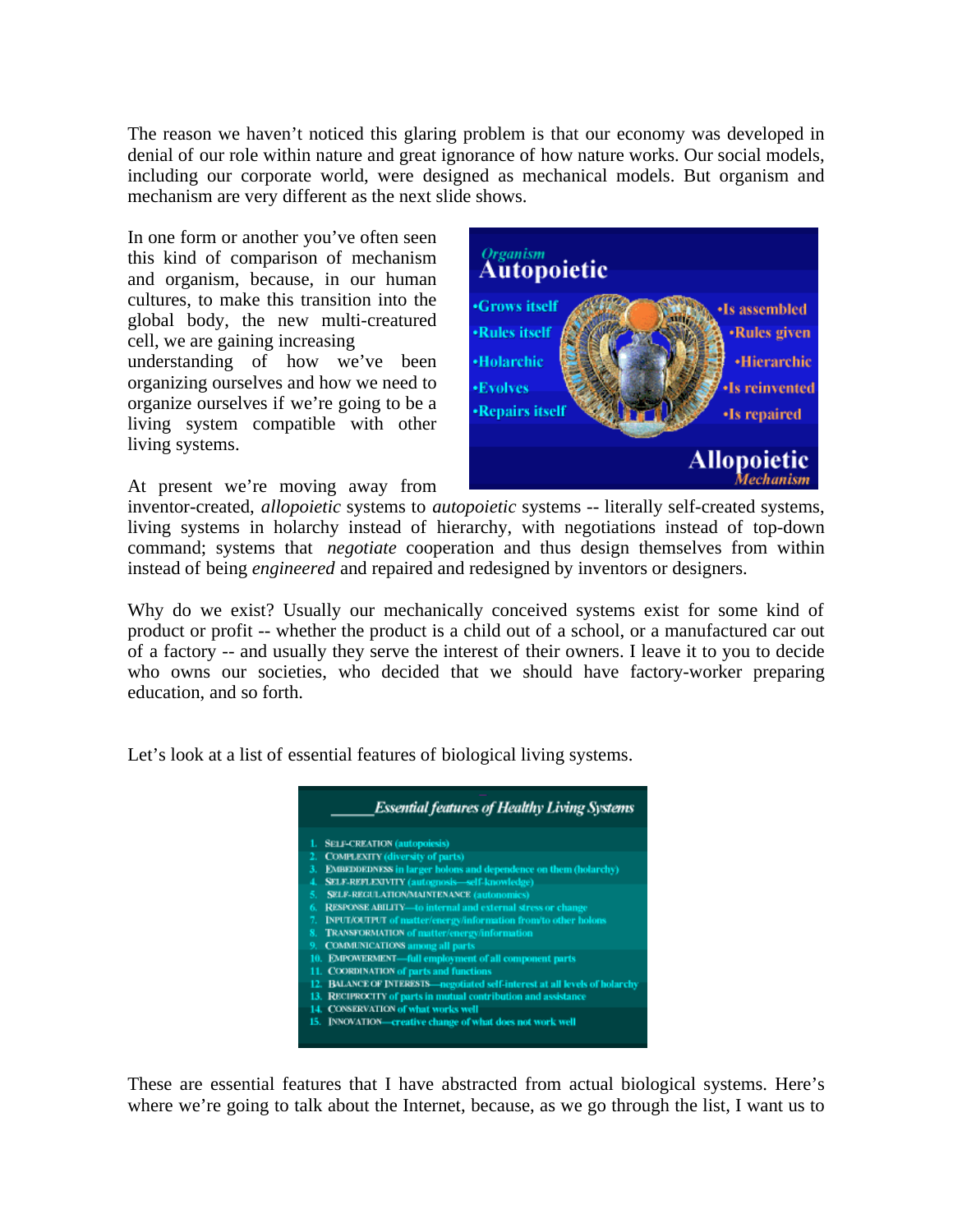The reason we haven't noticed this glaring problem is that our economy was developed in denial of our role within nature and great ignorance of how nature works. Our social models, including our corporate world, were designed as mechanical models. But organism and mechanism are very different as the next slide shows.

In one form or another you've often seen this kind of comparison of mechanism and organism, because, in our human cultures, to make this transition into the global body, the new multi-creatured cell, we are gaining increasing understanding of how we've been organizing ourselves and how we need to organize ourselves if we're going to be a living system compatible with other living systems.

Organism
Autopoietic

•Grows itself
•Rules itself
•Holarchic
•Evolves
•Repairs itself

•Is assembled
•Rules given
•Hierarchic
•Is reinvented
•Is repaired

Allopoietic
Mechanism

At present we're moving away from inventor-created, *allopoietic* systems to *autopoietic* systems -- literally self-created systems, living systems in holarchy instead of hierarchy, with negotiations instead of top-down command; systems that *negotiate* cooperation and thus design themselves from within instead of being *engineered* and repaired and redesigned by inventors or designers.

Why do we exist? Usually our mechanically conceived systems exist for some kind of product or profit -- whether the product is a child out of a school, or a manufactured car out of a factory -- and usually they serve the interest of their owners. I leave it to you to decide who owns our societies, who decided that we should have factory-worker preparing education, and so forth.

Let's look at a list of essential features of biological living systems.

*Essential features of Healthy Living Systems*

1. SELF-CREATION (autopoiesis)
2. COMPLEXITY (diversity of parts)
3. EMBEDDEDNESS in larger holons and dependence on them (holarchy)
4. SELF-REFLEXIVITY (autognosis—self-knowledge)
5. SELF-REGULATION/MAINTENANCE (autonomics)
6. RESPONSE ABILITY—to internal and external stress or change
7. INPUT/OUTPUT of matter/energy/information from/to other holons
8. TRANSFORMATION of matter/energy/information
9. COMMUNICATIONS among all parts
10. EMPOWERMENT—full employment of all component parts
11. COORDINATION of parts and functions
12. BALANCE OF INTERESTS—negotiated self-interest at all levels of holarchy
13. RECIPROCITY of parts in mutual contribution and assistance
14. CONSERVATION of what works well
15. INNOVATION—creative change of what does not work well

These are essential features that I have abstracted from actual biological systems. Here's where we're going to talk about the Internet, because, as we go through the list, I want us to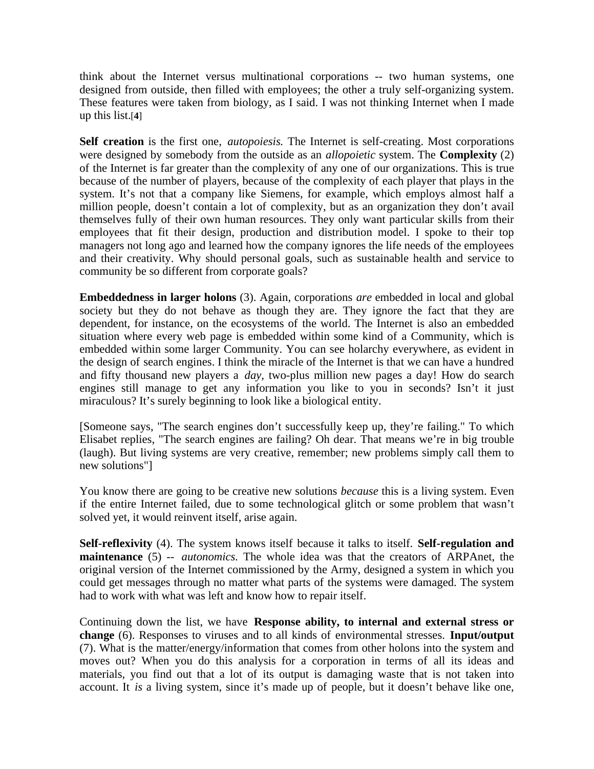think about the Internet versus multinational corporations -- two human systems, one designed from outside, then filled with employees; the other a truly self-organizing system. These features were taken from biology, as I said. I was not thinking Internet when I made up this list.[4]

**Self creation** is the first one, *autopoiesis.* The Internet is self-creating. Most corporations were designed by somebody from the outside as an *allopoietic* system. The **Complexity** (2) of the Internet is far greater than the complexity of any one of our organizations. This is true because of the number of players, because of the complexity of each player that plays in the system. It's not that a company like Siemens, for example, which employs almost half a million people, doesn't contain a lot of complexity, but as an organization they don't avail themselves fully of their own human resources. They only want particular skills from their employees that fit their design, production and distribution model. I spoke to their top managers not long ago and learned how the company ignores the life needs of the employees and their creativity. Why should personal goals, such as sustainable health and service to community be so different from corporate goals?

**Embeddedness in larger holons** (3). Again, corporations *are* embedded in local and global society but they do not behave as though they are. They ignore the fact that they are dependent, for instance, on the ecosystems of the world. The Internet is also an embedded situation where every web page is embedded within some kind of a Community, which is embedded within some larger Community. You can see holarchy everywhere, as evident in the design of search engines. I think the miracle of the Internet is that we can have a hundred and fifty thousand new players a *day*, two-plus million new pages a day! How do search engines still manage to get any information you like to you in seconds? Isn't it just miraculous? It's surely beginning to look like a biological entity.

[Someone says, "The search engines don't successfully keep up, they're failing." To which Elisabet replies, "The search engines are failing? Oh dear. That means we're in big trouble (laugh). But living systems are very creative, remember; new problems simply call them to new solutions"]

You know there are going to be creative new solutions *because* this is a living system. Even if the entire Internet failed, due to some technological glitch or some problem that wasn't solved yet, it would reinvent itself, arise again.

**Self-reflexivity** (4). The system knows itself because it talks to itself. **Self-regulation and maintenance** (5) -- *autonomics.* The whole idea was that the creators of ARPAnet, the original version of the Internet commissioned by the Army, designed a system in which you could get messages through no matter what parts of the systems were damaged. The system had to work with what was left and know how to repair itself.

Continuing down the list, we have **Response ability, to internal and external stress or change** (6). Responses to viruses and to all kinds of environmental stresses. **Input/output** (7). What is the matter/energy/information that comes from other holons into the system and moves out? When you do this analysis for a corporation in terms of all its ideas and materials, you find out that a lot of its output is damaging waste that is not taken into account. It *is* a living system, since it's made up of people, but it doesn't behave like one,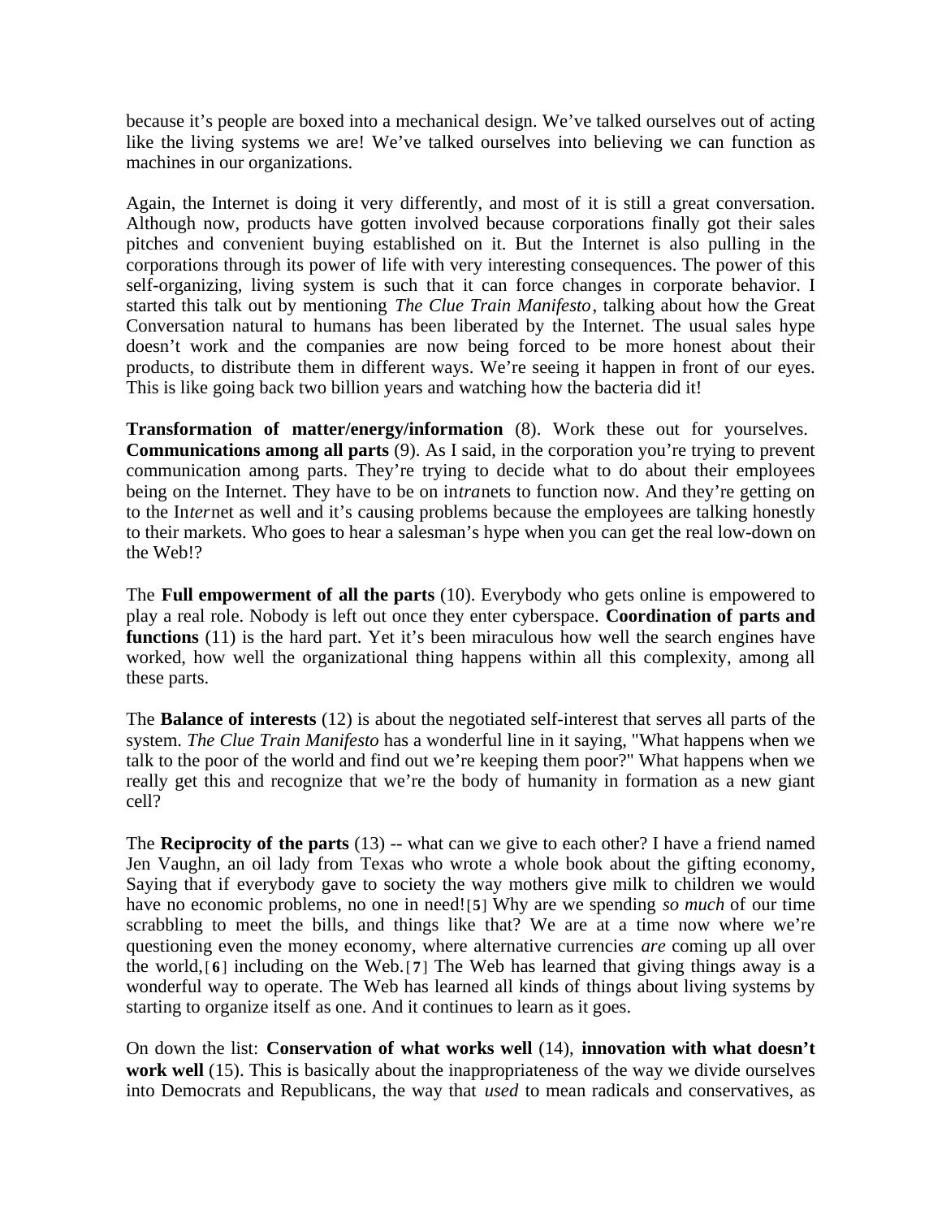because it’s people are boxed into a mechanical design. We’ve talked ourselves out of acting like the living systems we are! We’ve talked ourselves into believing we can function as machines in our organizations.

Again, the Internet is doing it very differently, and most of it is still a great conversation. Although now, products have gotten involved because corporations finally got their sales pitches and convenient buying established on it. But the Internet is also pulling in the corporations through its power of life with very interesting consequences. The power of this self-organizing, living system is such that it can force changes in corporate behavior. I started this talk out by mentioning *The Clue Train Manifesto*, talking about how the Great Conversation natural to humans has been liberated by the Internet. The usual sales hype doesn’t work and the companies are now being forced to be more honest about their products, to distribute them in different ways. We’re seeing it happen in front of our eyes. This is like going back two billion years and watching how the bacteria did it!

**Transformation of matter/energy/information** (8). Work these out for yourselves. **Communications among all parts** (9). As I said, in the corporation you’re trying to prevent communication among parts. They’re trying to decide what to do about their employees being on the Internet. They have to be on in*tra*nets to function now. And they’re getting on to the In*ter*net as well and it’s causing problems because the employees are talking honestly to their markets. Who goes to hear a salesman’s hype when you can get the real low-down on the Web!?

The **Full empowerment of all the parts** (10). Everybody who gets online is empowered to play a real role. Nobody is left out once they enter cyberspace. **Coordination of parts and functions** (11) is the hard part. Yet it’s been miraculous how well the search engines have worked, how well the organizational thing happens within all this complexity, among all these parts.

The **Balance of interests** (12) is about the negotiated self-interest that serves all parts of the system. *The Clue Train Manifesto* has a wonderful line in it saying, "What happens when we talk to the poor of the world and find out we’re keeping them poor?" What happens when we really get this and recognize that we’re the body of humanity in formation as a new giant cell?

The **Reciprocity of the parts** (13) -- what can we give to each other? I have a friend named Jen Vaughn, an oil lady from Texas who wrote a whole book about the gifting economy, Saying that if everybody gave to society the way mothers give milk to children we would have no economic problems, no one in need![5] Why are we spending *so much* of our time scrabbling to meet the bills, and things like that? We are at a time now where we’re questioning even the money economy, where alternative currencies *are* coming up all over the world,[6] including on the Web.[7] The Web has learned that giving things away is a wonderful way to operate. The Web has learned all kinds of things about living systems by starting to organize itself as one. And it continues to learn as it goes.

On down the list: **Conservation of what works well** (14), **innovation with what doesn’t work well** (15). This is basically about the inappropriateness of the way we divide ourselves into Democrats and Republicans, the way that *used* to mean radicals and conservatives, as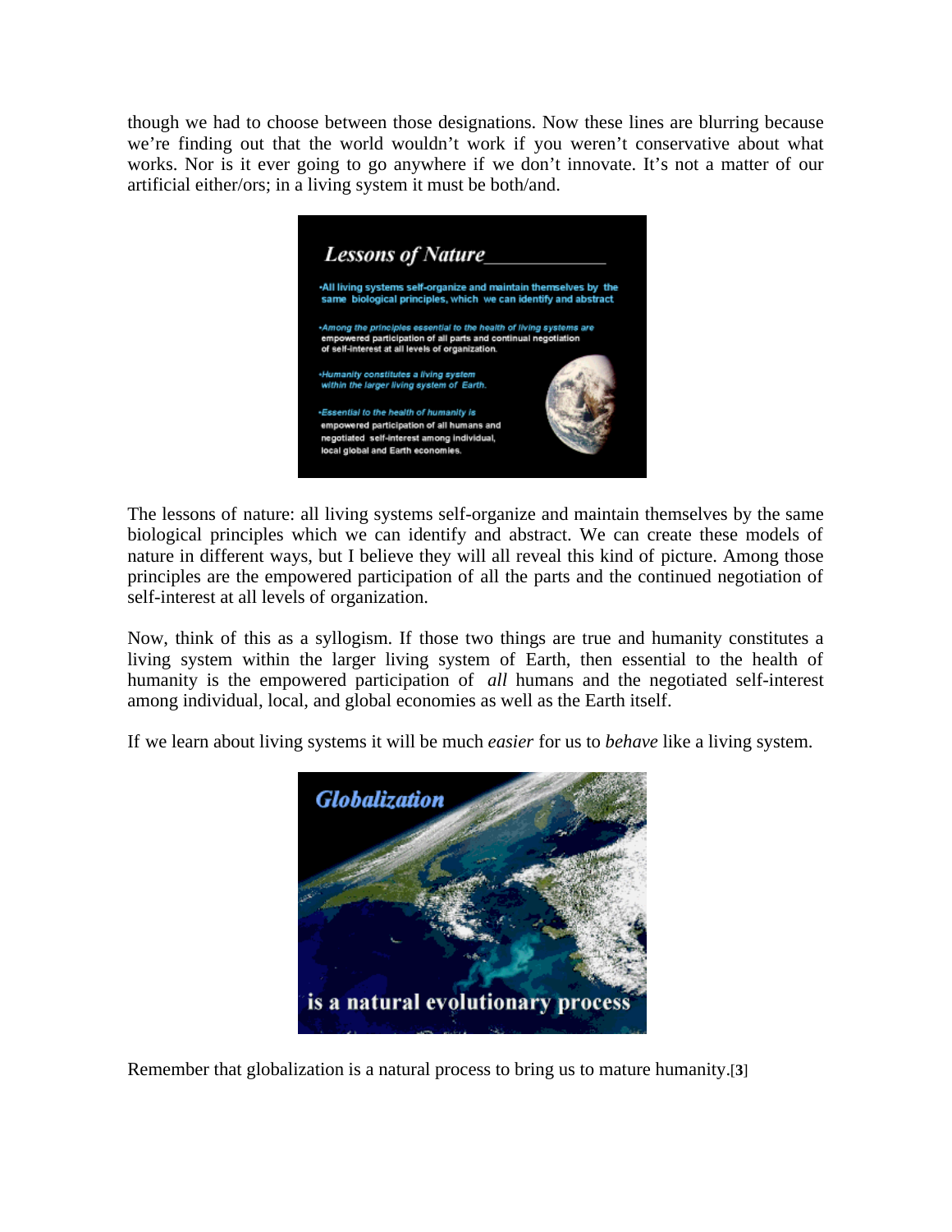though we had to choose between those designations. Now these lines are blurring because we're finding out that the world wouldn't work if you weren't conservative about what works. Nor is it ever going to go anywhere if we don't innovate. It's not a matter of our artificial either/ors; in a living system it must be both/and.

*Lessons of Nature*

•All living systems self-organize and maintain themselves by the same biological principles, which we can identify and abstract

•*Among the principles essential to the health of living systems are* empowered participation of all parts and continual negotiation of self-interest at all levels of organization.

•*Humanity constitutes a living system within the larger living system of Earth.*

•*Essential to the health of humanity is* empowered participation of all humans and negotiated self-interest among individual, local global and Earth economies.

The lessons of nature: all living systems self-organize and maintain themselves by the same biological principles which we can identify and abstract. We can create these models of nature in different ways, but I believe they will all reveal this kind of picture. Among those principles are the empowered participation of all the parts and the continued negotiation of self-interest at all levels of organization.

Now, think of this as a syllogism. If those two things are true and humanity constitutes a living system within the larger living system of Earth, then essential to the health of humanity is the empowered participation of *all* humans and the negotiated self-interest among individual, local, and global economies as well as the Earth itself.

If we learn about living systems it will be much *easier* for us to *behave* like a living system.

*Globalization*

is a natural evolutionary process

Remember that globalization is a natural process to bring us to mature humanity.[3]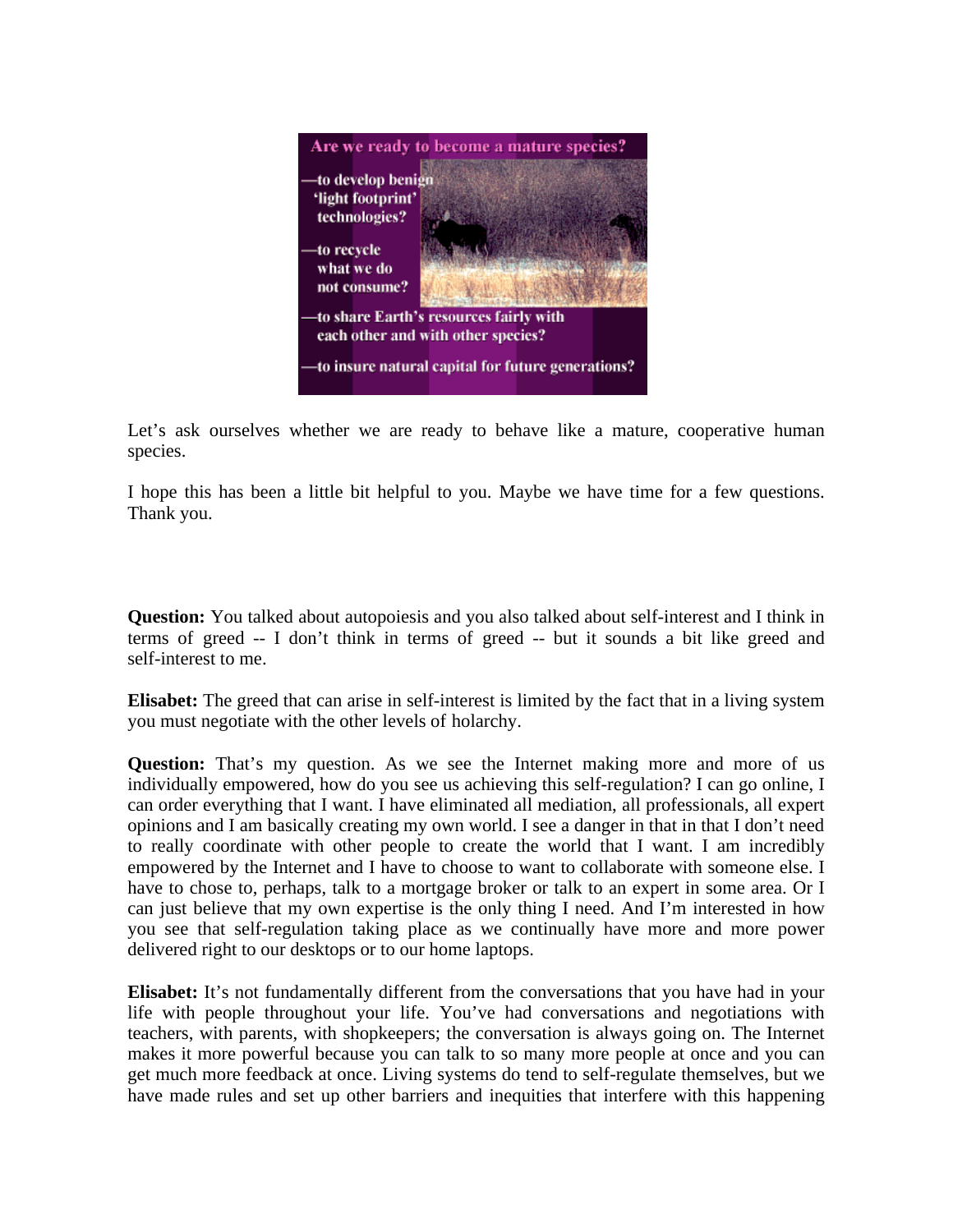Are we ready to become a mature species?

—to develop benign 'light footprint' technologies?

—to recycle what we do not consume?

—to share Earth's resources fairly with each other and with other species?

—to insure natural capital for future generations?

Let's ask ourselves whether we are ready to behave like a mature, cooperative human species.

I hope this has been a little bit helpful to you. Maybe we have time for a few questions. Thank you.

**Question:** You talked about autopoiesis and you also talked about self-interest and I think in terms of greed -- I don't think in terms of greed -- but it sounds a bit like greed and self-interest to me.

**Elisabet:** The greed that can arise in self-interest is limited by the fact that in a living system you must negotiate with the other levels of holarchy.

**Question:** That's my question. As we see the Internet making more and more of us individually empowered, how do you see us achieving this self-regulation? I can go online, I can order everything that I want. I have eliminated all mediation, all professionals, all expert opinions and I am basically creating my own world. I see a danger in that in that I don't need to really coordinate with other people to create the world that I want. I am incredibly empowered by the Internet and I have to choose to want to collaborate with someone else. I have to chose to, perhaps, talk to a mortgage broker or talk to an expert in some area. Or I can just believe that my own expertise is the only thing I need. And I'm interested in how you see that self-regulation taking place as we continually have more and more power delivered right to our desktops or to our home laptops.

**Elisabet:** It's not fundamentally different from the conversations that you have had in your life with people throughout your life. You've had conversations and negotiations with teachers, with parents, with shopkeepers; the conversation is always going on. The Internet makes it more powerful because you can talk to so many more people at once and you can get much more feedback at once. Living systems do tend to self-regulate themselves, but we have made rules and set up other barriers and inequities that interfere with this happening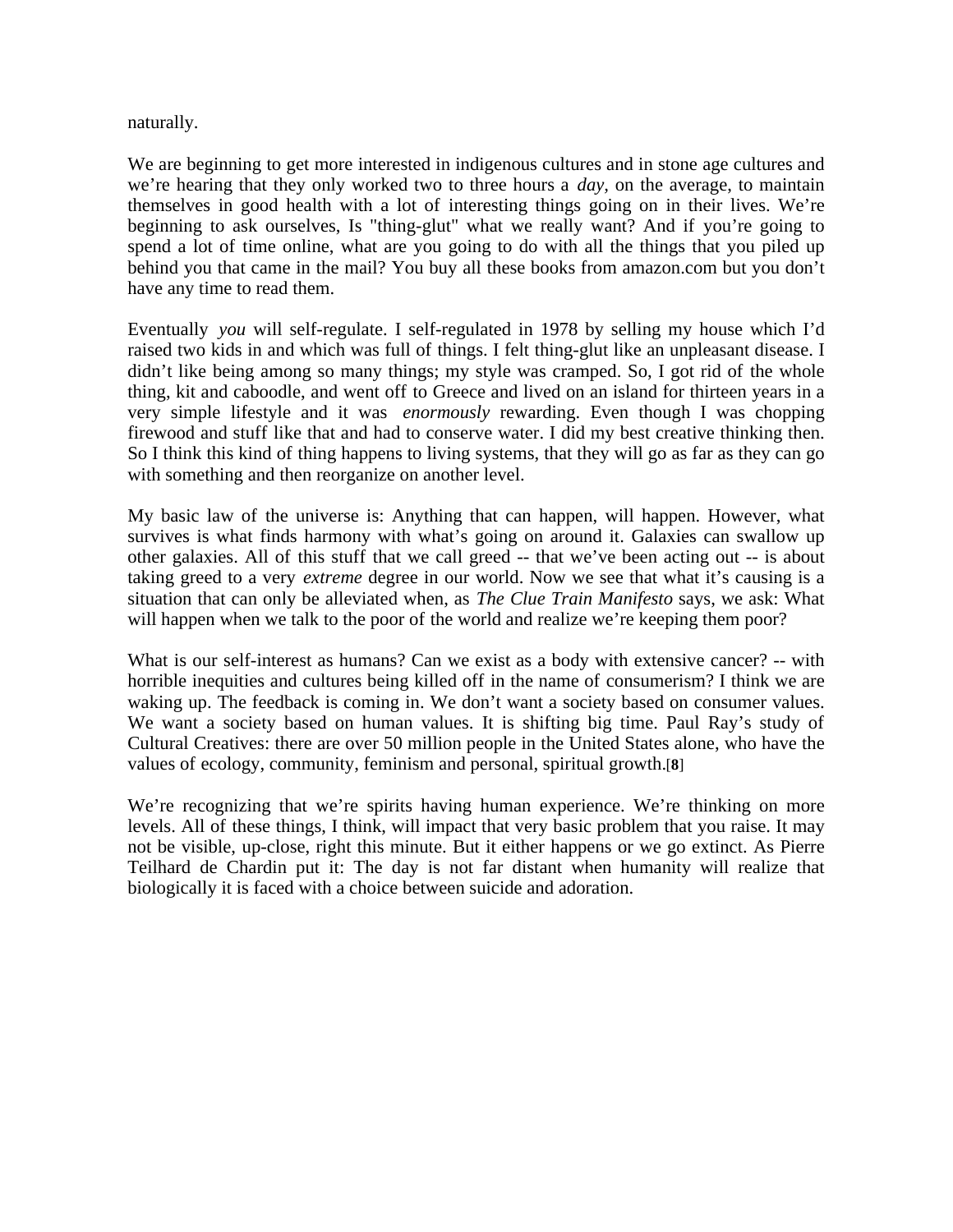naturally.

We are beginning to get more interested in indigenous cultures and in stone age cultures and we're hearing that they only worked two to three hours a *day*, on the average, to maintain themselves in good health with a lot of interesting things going on in their lives. We're beginning to ask ourselves, Is "thing-glut" what we really want? And if you're going to spend a lot of time online, what are you going to do with all the things that you piled up behind you that came in the mail? You buy all these books from amazon.com but you don't have any time to read them.

Eventually *you* will self-regulate. I self-regulated in 1978 by selling my house which I'd raised two kids in and which was full of things. I felt thing-glut like an unpleasant disease. I didn't like being among so many things; my style was cramped. So, I got rid of the whole thing, kit and caboodle, and went off to Greece and lived on an island for thirteen years in a very simple lifestyle and it was *enormously* rewarding. Even though I was chopping firewood and stuff like that and had to conserve water. I did my best creative thinking then. So I think this kind of thing happens to living systems, that they will go as far as they can go with something and then reorganize on another level.

My basic law of the universe is: Anything that can happen, will happen. However, what survives is what finds harmony with what's going on around it. Galaxies can swallow up other galaxies. All of this stuff that we call greed -- that we've been acting out -- is about taking greed to a very *extreme* degree in our world. Now we see that what it's causing is a situation that can only be alleviated when, as *The Clue Train Manifesto* says, we ask: What will happen when we talk to the poor of the world and realize we're keeping them poor?

What is our self-interest as humans? Can we exist as a body with extensive cancer? -- with horrible inequities and cultures being killed off in the name of consumerism? I think we are waking up. The feedback is coming in. We don't want a society based on consumer values. We want a society based on human values. It is shifting big time. Paul Ray's study of Cultural Creatives: there are over 50 million people in the United States alone, who have the values of ecology, community, feminism and personal, spiritual growth.[**8**]

We're recognizing that we're spirits having human experience. We're thinking on more levels. All of these things, I think, will impact that very basic problem that you raise. It may not be visible, up-close, right this minute. But it either happens or we go extinct. As Pierre Teilhard de Chardin put it: The day is not far distant when humanity will realize that biologically it is faced with a choice between suicide and adoration.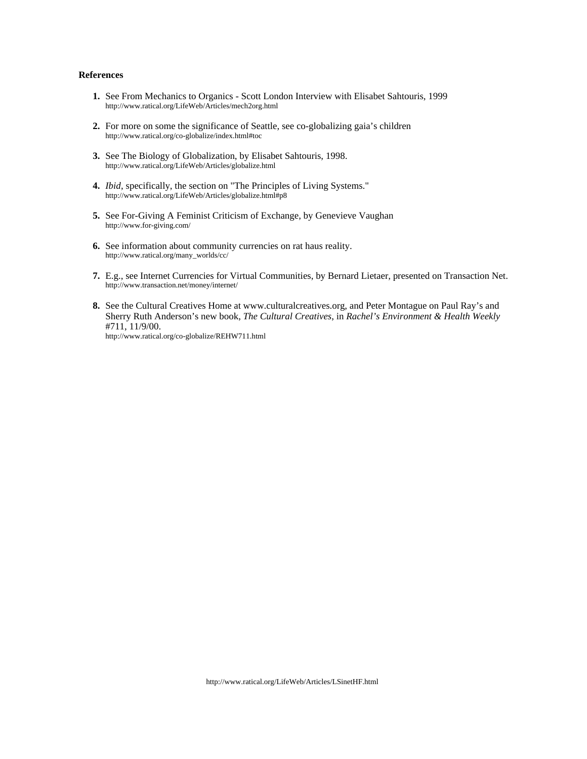**References**

1. See From Mechanics to Organics - Scott London Interview with Elisabet Sahtouris, 1999
http://www.ratical.org/LifeWeb/Articles/mech2org.html

2. For more on some the significance of Seattle, see co-globalizing gaia's children
http://www.ratical.org/co-globalize/index.html#toc

3. See The Biology of Globalization, by Elisabet Sahtouris, 1998.
http://www.ratical.org/LifeWeb/Articles/globalize.html

4. *Ibid*, specifically, the section on "The Principles of Living Systems."
http://www.ratical.org/LifeWeb/Articles/globalize.html#p8

5. See For-Giving A Feminist Criticism of Exchange, by Genevieve Vaughan
http://www.for-giving.com/

6. See information about community currencies on rat haus reality.
http://www.ratical.org/many_worlds/cc/

7. E.g., see Internet Currencies for Virtual Communities, by Bernard Lietaer, presented on Transaction Net.
http://www.transaction.net/money/internet/

8. See the Cultural Creatives Home at www.culturalcreatives.org, and Peter Montague on Paul Ray's and Sherry Ruth Anderson's new book, *The Cultural Creatives*, in *Rachel's Environment & Health Weekly* #711, 11/9/00.
http://www.ratical.org/co-globalize/REHW711.html